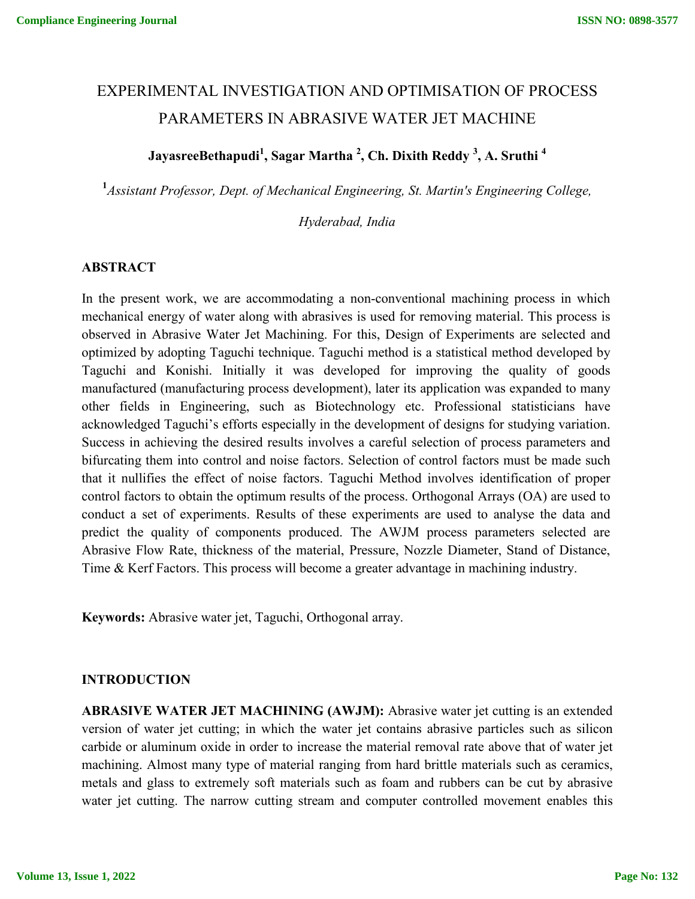# EXPERIMENTAL INVESTIGATION AND OPTIMISATION OF PROCESS PARAMETERS IN ABRASIVE WATER JET MACHINE

**JayasreeBethapudi[1], Sagar Martha [2], Ch. Dixith Reddy [3], A. Sruthi [4]**

[1] *Assistant Professor, Dept. of Mechanical Engineering, St. Martin's Engineering College, Hyderabad, India*

## ABSTRACT

In the present work, we are accommodating a non-conventional machining process in which mechanical energy of water along with abrasives is used for removing material. This process is observed in Abrasive Water Jet Machining. For this, Design of Experiments are selected and optimized by adopting Taguchi technique. Taguchi method is a statistical method developed by Taguchi and Konishi. Initially it was developed for improving the quality of goods manufactured (manufacturing process development), later its application was expanded to many other fields in Engineering, such as Biotechnology etc. Professional statisticians have acknowledged Taguchi's efforts especially in the development of designs for studying variation. Success in achieving the desired results involves a careful selection of process parameters and bifurcating them into control and noise factors. Selection of control factors must be made such that it nullifies the effect of noise factors. Taguchi Method involves identification of proper control factors to obtain the optimum results of the process. Orthogonal Arrays (OA) are used to conduct a set of experiments. Results of these experiments are used to analyse the data and predict the quality of components produced. The AWJM process parameters selected are Abrasive Flow Rate, thickness of the material, Pressure, Nozzle Diameter, Stand of Distance, Time & Kerf Factors. This process will become a greater advantage in machining industry.

**Keywords:** Abrasive water jet, Taguchi, Orthogonal array.

## INTRODUCTION

**ABRASIVE WATER JET MACHINING (AWJM):** Abrasive water jet cutting is an extended version of water jet cutting; in which the water jet contains abrasive particles such as silicon carbide or aluminum oxide in order to increase the material removal rate above that of water jet machining. Almost many type of material ranging from hard brittle materials such as ceramics, metals and glass to extremely soft materials such as foam and rubbers can be cut by abrasive water jet cutting. The narrow cutting stream and computer controlled movement enables this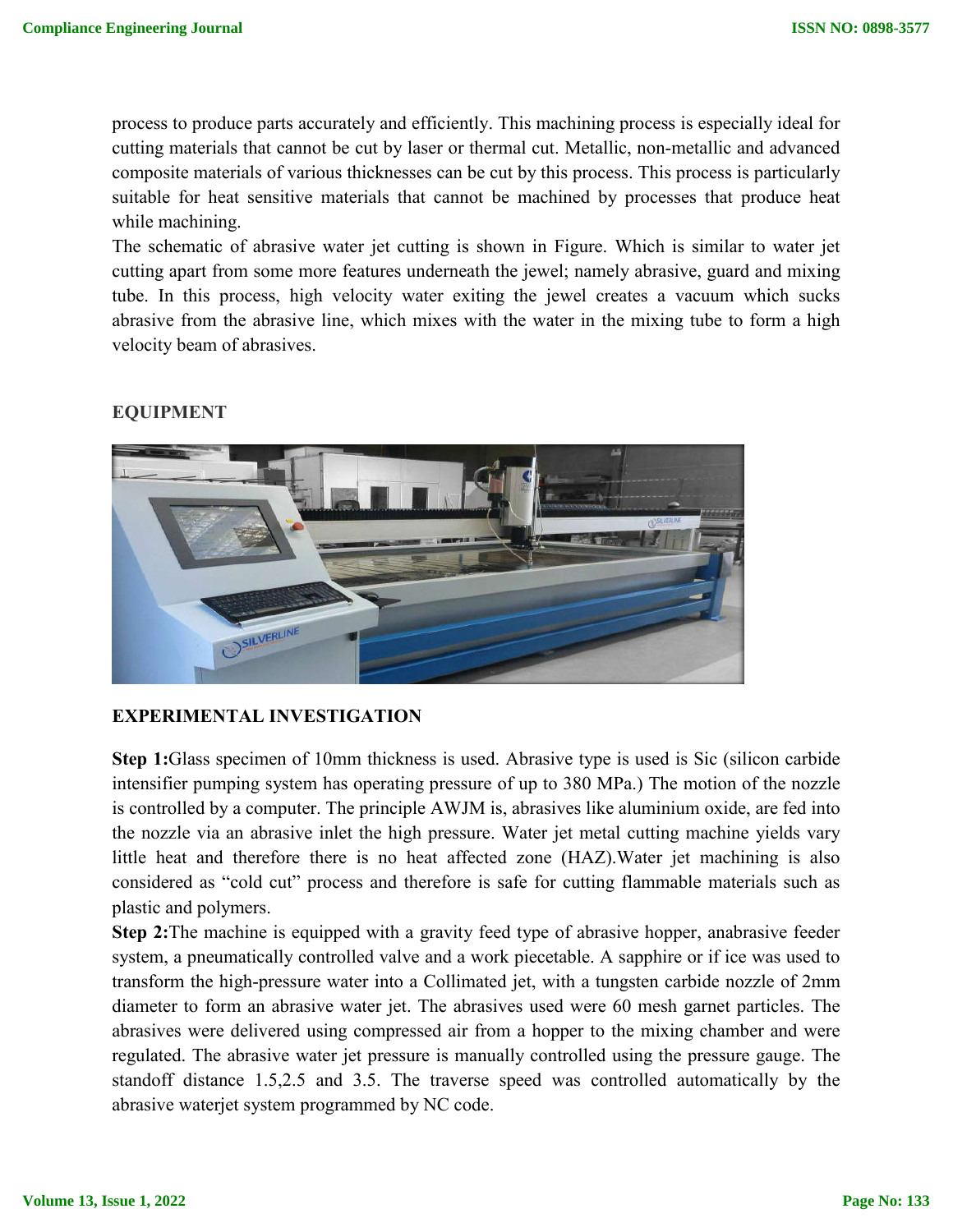process to produce parts accurately and efficiently. This machining process is especially ideal for cutting materials that cannot be cut by laser or thermal cut. Metallic, non-metallic and advanced composite materials of various thicknesses can be cut by this process. This process is particularly suitable for heat sensitive materials that cannot be machined by processes that produce heat while machining.

The schematic of abrasive water jet cutting is shown in Figure. Which is similar to water jet cutting apart from some more features underneath the jewel; namely abrasive, guard and mixing tube. In this process, high velocity water exiting the jewel creates a vacuum which sucks abrasive from the abrasive line, which mixes with the water in the mixing tube to form a high velocity beam of abrasives.

## EQUIPMENT

## EXPERIMENTAL INVESTIGATION

**Step 1:**Glass specimen of 10mm thickness is used. Abrasive type is used is Sic (silicon carbide intensifier pumping system has operating pressure of up to 380 MPa.) The motion of the nozzle is controlled by a computer. The principle AWJM is, abrasives like aluminium oxide, are fed into the nozzle via an abrasive inlet the high pressure. Water jet metal cutting machine yields vary little heat and therefore there is no heat affected zone (HAZ).Water jet machining is also considered as "cold cut" process and therefore is safe for cutting flammable materials such as plastic and polymers.

**Step 2:**The machine is equipped with a gravity feed type of abrasive hopper, anabrasive feeder system, a pneumatically controlled valve and a work piecetable. A sapphire or if ice was used to transform the high-pressure water into a Collimated jet, with a tungsten carbide nozzle of 2mm diameter to form an abrasive water jet. The abrasives used were 60 mesh garnet particles. The abrasives were delivered using compressed air from a hopper to the mixing chamber and were regulated. The abrasive water jet pressure is manually controlled using the pressure gauge. The standoff distance 1.5,2.5 and 3.5. The traverse speed was controlled automatically by the abrasive waterjet system programmed by NC code.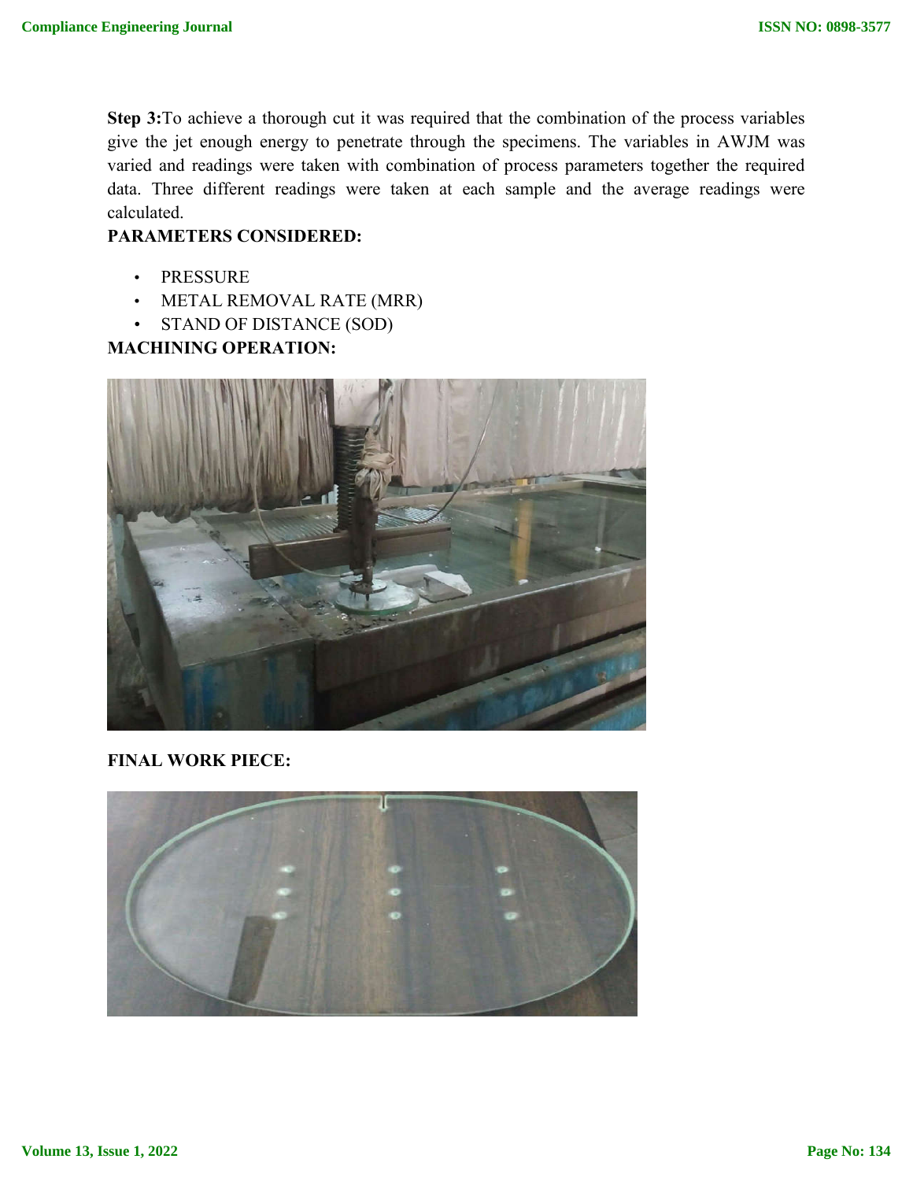**Step 3:**To achieve a thorough cut it was required that the combination of the process variables give the jet enough energy to penetrate through the specimens. The variables in AWJM was varied and readings were taken with combination of process parameters together the required data. Three different readings were taken at each sample and the average readings were calculated.

**PARAMETERS CONSIDERED:**

- PRESSURE
- METAL REMOVAL RATE (MRR)
- STAND OF DISTANCE (SOD)

**MACHINING OPERATION:**

**FINAL WORK PIECE:**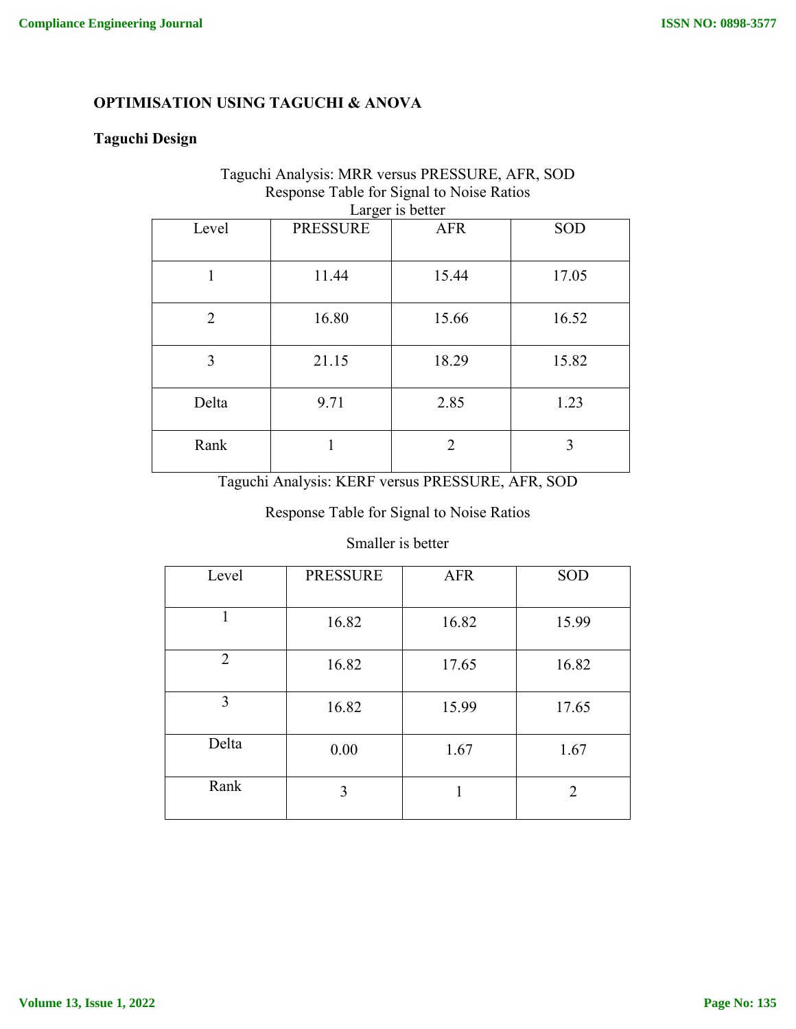## OPTIMISATION USING TAGUCHI & ANOVA

### Taguchi Design

Taguchi Analysis: MRR versus PRESSURE, AFR, SOD

Response Table for Signal to Noise Ratios

Larger is better

| Level | PRESSURE | AFR | SOD |
|---|---|---|---|
| 1 | 11.44 | 15.44 | 17.05 |
| 2 | 16.80 | 15.66 | 16.52 |
| 3 | 21.15 | 18.29 | 15.82 |
| Delta | 9.71 | 2.85 | 1.23 |
| Rank | 1 | 2 | 3 |

Taguchi Analysis: KERF versus PRESSURE, AFR, SOD

Response Table for Signal to Noise Ratios

Smaller is better

| Level | PRESSURE | AFR | SOD |
|---|---|---|---|
| 1 | 16.82 | 16.82 | 15.99 |
| 2 | 16.82 | 17.65 | 16.82 |
| 3 | 16.82 | 15.99 | 17.65 |
| Delta | 0.00 | 1.67 | 1.67 |
| Rank | 3 | 1 | 2 |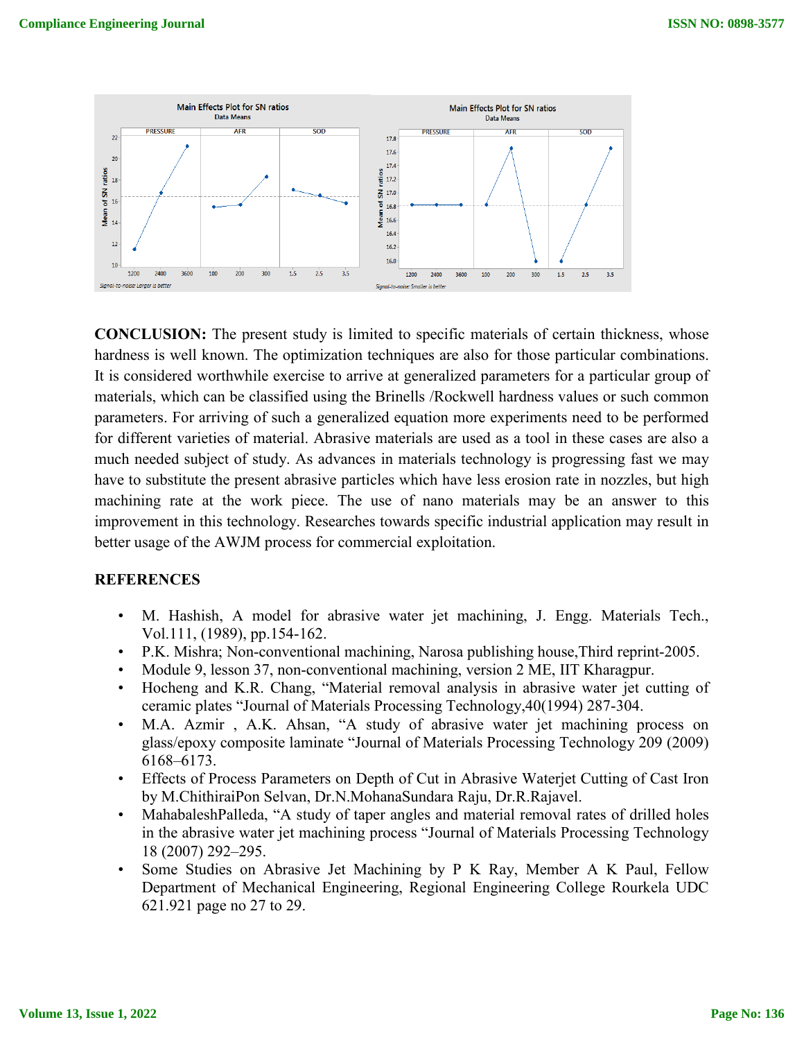Main Effects Plot for SN ratios
Data Means
PRESSURE
AFR
SOD
Mean of SN ratios
22
20
18
16
14
12
10
1200 2400 3600
100 200 300
1.5 2.5 3.5
Signal-to-noise: Larger is better

Main Effects Plot for SN ratios
Data Means
PRESSURE
AFR
SOD
Mean of SN ratios
17.8
17.6
17.4
17.2
17.0
16.8
16.6
16.4
16.2
16.0
1200 2400 3600
100 200 300
1.5 2.5 3.5
Signal-to-noise: Smaller is better

**CONCLUSION:** The present study is limited to specific materials of certain thickness, whose hardness is well known. The optimization techniques are also for those particular combinations. It is considered worthwhile exercise to arrive at generalized parameters for a particular group of materials, which can be classified using the Brinells /Rockwell hardness values or such common parameters. For arriving of such a generalized equation more experiments need to be performed for different varieties of material. Abrasive materials are used as a tool in these cases are also a much needed subject of study. As advances in materials technology is progressing fast we may have to substitute the present abrasive particles which have less erosion rate in nozzles, but high machining rate at the work piece. The use of nano materials may be an answer to this improvement in this technology. Researches towards specific industrial application may result in better usage of the AWJM process for commercial exploitation.

## REFERENCES

- M. Hashish, A model for abrasive water jet machining, J. Engg. Materials Tech., Vol.111, (1989), pp.154-162.
- P.K. Mishra; Non-conventional machining, Narosa publishing house,Third reprint-2005.
- Module 9, lesson 37, non-conventional machining, version 2 ME, IIT Kharagpur.
- Hocheng and K.R. Chang, "Material removal analysis in abrasive water jet cutting of ceramic plates "Journal of Materials Processing Technology,40(1994) 287-304.
- M.A. Azmir , A.K. Ahsan, "A study of abrasive water jet machining process on glass/epoxy composite laminate "Journal of Materials Processing Technology 209 (2009) 6168–6173.
- Effects of Process Parameters on Depth of Cut in Abrasive Waterjet Cutting of Cast Iron by M.ChithiraiPon Selvan, Dr.N.MohanaSundara Raju, Dr.R.Rajavel.
- MahabaleshPalleda, "A study of taper angles and material removal rates of drilled holes in the abrasive water jet machining process "Journal of Materials Processing Technology 18 (2007) 292–295.
- Some Studies on Abrasive Jet Machining by P K Ray, Member A K Paul, Fellow Department of Mechanical Engineering, Regional Engineering College Rourkela UDC 621.921 page no 27 to 29.